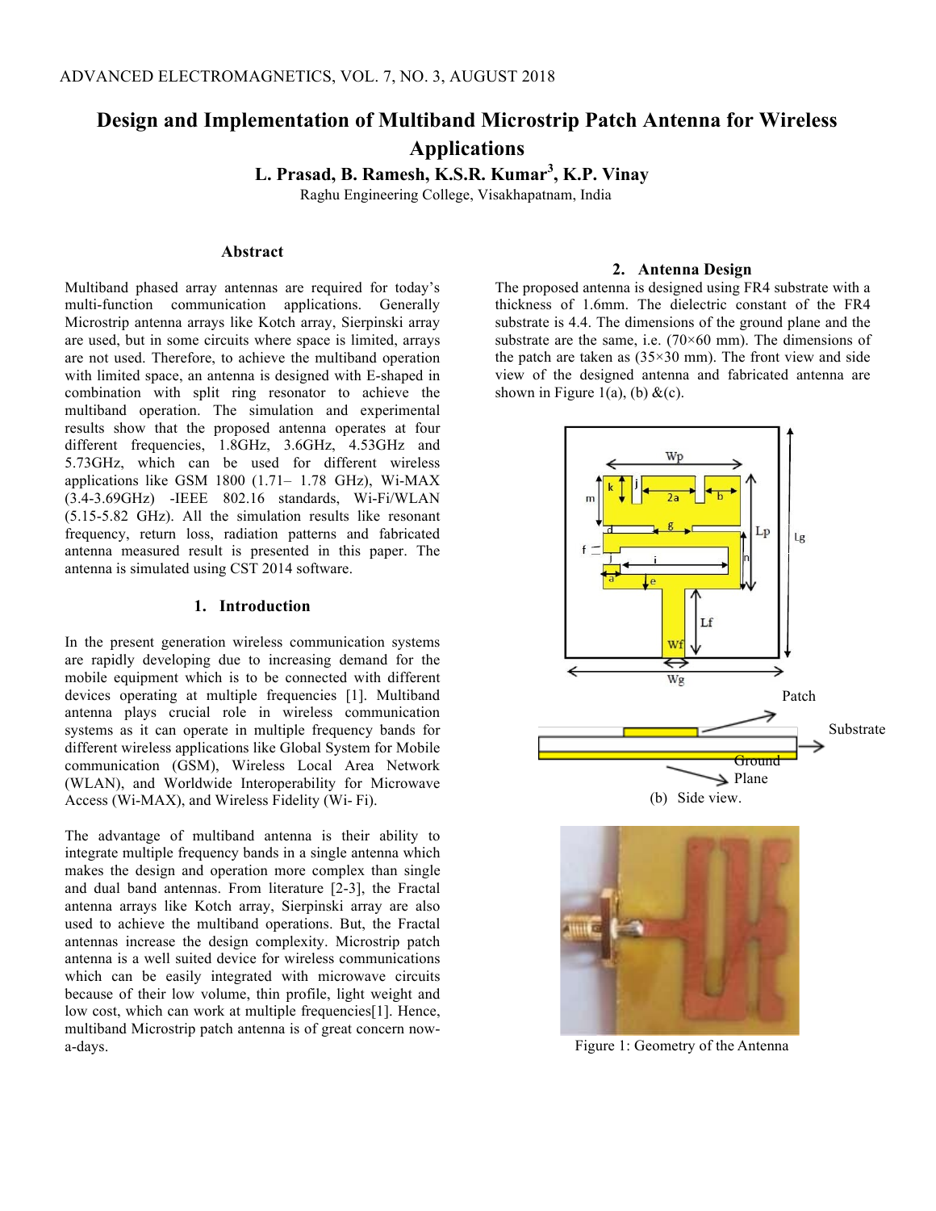# Design and Implementation of Multiband Microstrip Patch Antenna for Wireless Applications

**L. Prasad, B. Ramesh, K.S.R. Kumar[3], K.P. Vinay**

Raghu Engineering College, Visakhapatnam, India

### Abstract

Multiband phased array antennas are required for today's multi-function communication applications. Generally Microstrip antenna arrays like Kotch array, Sierpinski array are used, but in some circuits where space is limited, arrays are not used. Therefore, to achieve the multiband operation with limited space, an antenna is designed with E-shaped in combination with split ring resonator to achieve the multiband operation. The simulation and experimental results show that the proposed antenna operates at four different frequencies, 1.8GHz, 3.6GHz, 4.53GHz and 5.73GHz, which can be used for different wireless applications like GSM 1800 (1.71– 1.78 GHz), Wi-MAX (3.4-3.69GHz) -IEEE 802.16 standards, Wi-Fi/WLAN (5.15-5.82 GHz). All the simulation results like resonant frequency, return loss, radiation patterns and fabricated antenna measured result is presented in this paper. The antenna is simulated using CST 2014 software.

## 1. Introduction

In the present generation wireless communication systems are rapidly developing due to increasing demand for the mobile equipment which is to be connected with different devices operating at multiple frequencies [1]. Multiband antenna plays crucial role in wireless communication systems as it can operate in multiple frequency bands for different wireless applications like Global System for Mobile communication (GSM), Wireless Local Area Network (WLAN), and Worldwide Interoperability for Microwave Access (Wi-MAX), and Wireless Fidelity (Wi- Fi).

The advantage of multiband antenna is their ability to integrate multiple frequency bands in a single antenna which makes the design and operation more complex than single and dual band antennas. From literature [2-3], the Fractal antenna arrays like Kotch array, Sierpinski array are also used to achieve the multiband operations. But, the Fractal antennas increase the design complexity. Microstrip patch antenna is a well suited device for wireless communications which can be easily integrated with microwave circuits because of their low volume, thin profile, light weight and low cost, which can work at multiple frequencies[1]. Hence, multiband Microstrip patch antenna is of great concern now-a-days.

## 2. Antenna Design

The proposed antenna is designed using FR4 substrate with a thickness of 1.6mm. The dielectric constant of the FR4 substrate is 4.4. The dimensions of the ground plane and the substrate are the same, i.e. (70×60 mm). The dimensions of the patch are taken as (35×30 mm). The front view and side view of the designed antenna and fabricated antenna are shown in Figure 1(a), (b) &(c).

(b) Side view.

Figure 1: Geometry of the Antenna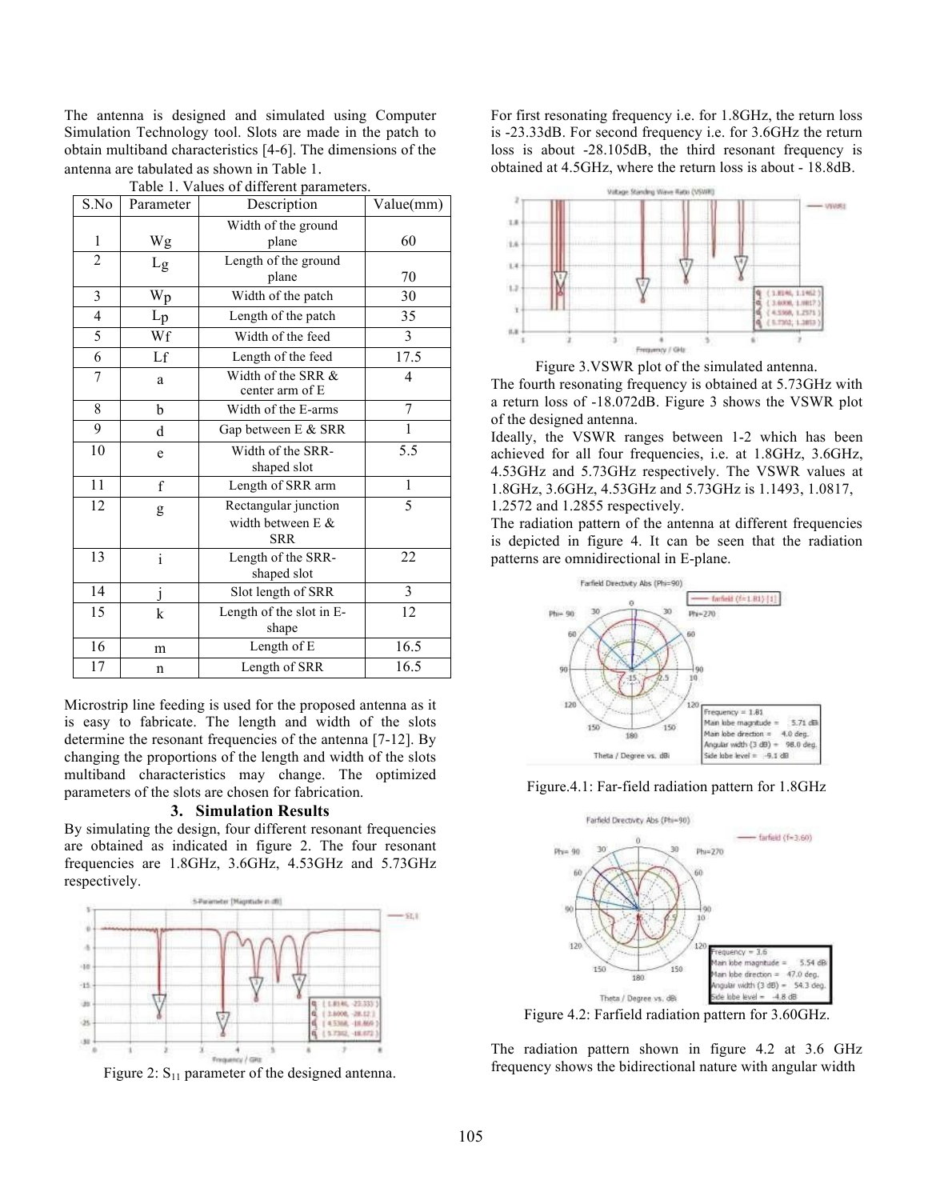The antenna is designed and simulated using Computer Simulation Technology tool. Slots are made in the patch to obtain multiband characteristics [4-6]. The dimensions of the antenna are tabulated as shown in Table 1.

Table 1. Values of different parameters.

| S.No | Parameter | Description | Value(mm) |
|---|---|---|---|
| 1 | Wg | Width of the ground plane | 60 |
| 2 | Lg | Length of the ground plane | 70 |
| 3 | Wp | Width of the patch | 30 |
| 4 | Lp | Length of the patch | 35 |
| 5 | Wf | Width of the feed | 3 |
| 6 | Lf | Length of the feed | 17.5 |
| 7 | a | Width of the SRR & center arm of E | 4 |
| 8 | b | Width of the E-arms | 7 |
| 9 | d | Gap between E & SRR | 1 |
| 10 | e | Width of the SRR-shaped slot | 5.5 |
| 11 | f | Length of SRR arm | 1 |
| 12 | g | Rectangular junction width between E & SRR | 5 |
| 13 | i | Length of the SRR-shaped slot | 22 |
| 14 | j | Slot length of SRR | 3 |
| 15 | k | Length of the slot in E-shape | 12 |
| 16 | m | Length of E | 16.5 |
| 17 | n | Length of SRR | 16.5 |

Microstrip line feeding is used for the proposed antenna as it is easy to fabricate. The length and width of the slots determine the resonant frequencies of the antenna [7-12]. By changing the proportions of the length and width of the slots multiband characteristics may change. The optimized parameters of the slots are chosen for fabrication.

## 3. Simulation Results

By simulating the design, four different resonant frequencies are obtained as indicated in figure 2. The four resonant frequencies are 1.8GHz, 3.6GHz, 4.53GHz and 5.73GHz respectively.

Figure 2: $S_{11}$ parameter of the designed antenna.

For first resonating frequency i.e. for 1.8GHz, the return loss is -23.33dB. For second frequency i.e. for 3.6GHz the return loss is about -28.105dB, the third resonant frequency is obtained at 4.5GHz, where the return loss is about - 18.8dB.

Figure 3.VSWR plot of the simulated antenna.

The fourth resonating frequency is obtained at 5.73GHz with a return loss of -18.072dB. Figure 3 shows the VSWR plot of the designed antenna.

Ideally, the VSWR ranges between 1-2 which has been achieved for all four frequencies, i.e. at 1.8GHz, 3.6GHz, 4.53GHz and 5.73GHz respectively. The VSWR values at 1.8GHz, 3.6GHz, 4.53GHz and 5.73GHz is 1.1493, 1.0817, 1.2572 and 1.2855 respectively.

The radiation pattern of the antenna at different frequencies is depicted in figure 4. It can be seen that the radiation patterns are omnidirectional in E-plane.

Figure.4.1: Far-field radiation pattern for 1.8GHz

Figure 4.2: Farfield radiation pattern for 3.60GHz.

The radiation pattern shown in figure 4.2 at 3.6 GHz frequency shows the bidirectional nature with angular width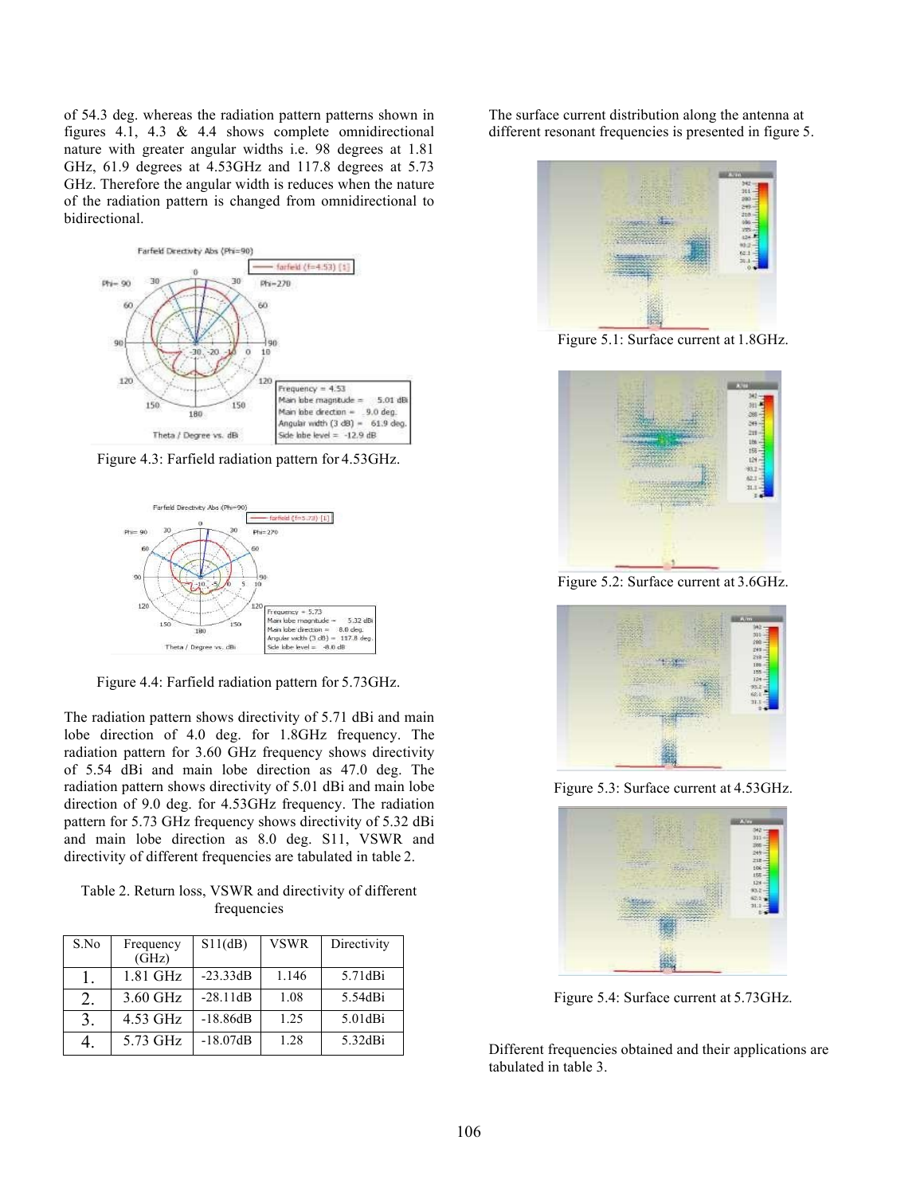of 54.3 deg. whereas the radiation pattern patterns shown in figures 4.1, 4.3 & 4.4 shows complete omnidirectional nature with greater angular widths i.e. 98 degrees at 1.81 GHz, 61.9 degrees at 4.53GHz and 117.8 degrees at 5.73 GHz. Therefore the angular width is reduces when the nature of the radiation pattern is changed from omnidirectional to bidirectional.

Figure 4.3: Farfield radiation pattern for 4.53GHz.

Figure 4.4: Farfield radiation pattern for 5.73GHz.

The radiation pattern shows directivity of 5.71 dBi and main lobe direction of 4.0 deg. for 1.8GHz frequency. The radiation pattern for 3.60 GHz frequency shows directivity of 5.54 dBi and main lobe direction as 47.0 deg. The radiation pattern shows directivity of 5.01 dBi and main lobe direction of 9.0 deg. for 4.53GHz frequency. The radiation pattern for 5.73 GHz frequency shows directivity of 5.32 dBi and main lobe direction as 8.0 deg. S11, VSWR and directivity of different frequencies are tabulated in table 2.

Table 2. Return loss, VSWR and directivity of different frequencies

| S.No | Frequency (GHz) | S11(dB) | VSWR | Directivity |
|---|---|---|---|---|
| 1. | 1.81 GHz | -23.33dB | 1.146 | 5.71dBi |
| 2. | 3.60 GHz | -28.11dB | 1.08 | 5.54dBi |
| 3. | 4.53 GHz | -18.86dB | 1.25 | 5.01dBi |
| 4. | 5.73 GHz | -18.07dB | 1.28 | 5.32dBi |

The surface current distribution along the antenna at different resonant frequencies is presented in figure 5.

Figure 5.1: Surface current at 1.8GHz.

Figure 5.2: Surface current at 3.6GHz.

Figure 5.3: Surface current at 4.53GHz.

Figure 5.4: Surface current at 5.73GHz.

Different frequencies obtained and their applications are tabulated in table 3.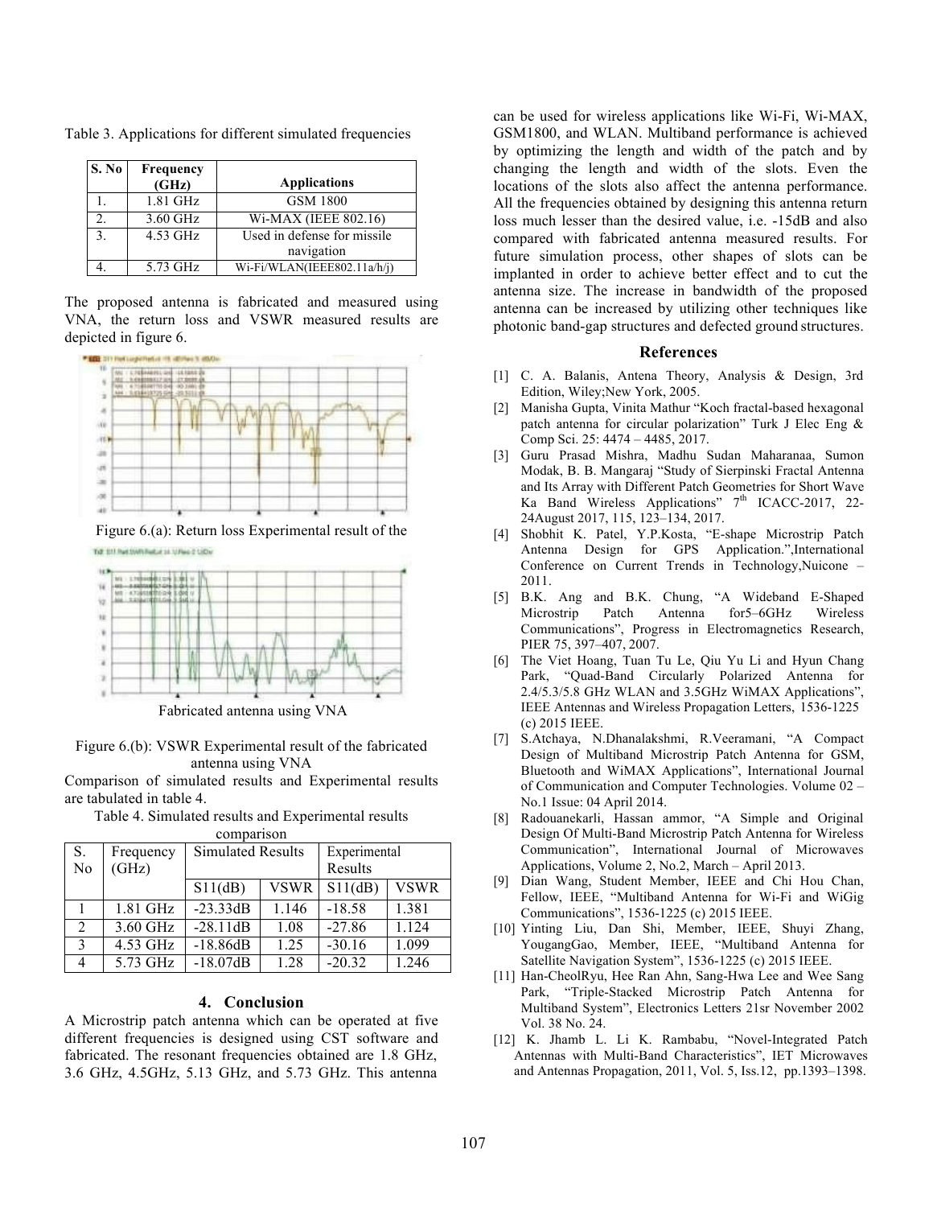Table 3. Applications for different simulated frequencies

| S. No | Frequency (GHz) | Applications |
|---|---|---|
| 1. | 1.81 GHz | GSM 1800 |
| 2. | 3.60 GHz | Wi-MAX (IEEE 802.16) |
| 3. | 4.53 GHz | Used in defense for missile navigation |
| 4. | 5.73 GHz | Wi-Fi/WLAN(IEEE802.11a/h/j) |

The proposed antenna is fabricated and measured using VNA, the return loss and VSWR measured results are depicted in figure 6.

Figure 6.(a): Return loss Experimental result of the Fabricated antenna using VNA

Figure 6.(b): VSWR Experimental result of the fabricated antenna using VNA

Comparison of simulated results and Experimental results are tabulated in table 4.

Table 4. Simulated results and Experimental results comparison

| S. No | Frequency (GHz) | Simulated Results | | Experimental Results | |
|---|---|---|---|---|---|
| | | S11(dB) | VSWR | S11(dB) | VSWR |
| 1 | 1.81 GHz | -23.33dB | 1.146 | -18.58 | 1.381 |
| 2 | 3.60 GHz | -28.11dB | 1.08 | -27.86 | 1.124 |
| 3 | 4.53 GHz | -18.86dB | 1.25 | -30.16 | 1.099 |
| 4 | 5.73 GHz | -18.07dB | 1.28 | -20.32 | 1.246 |

## 4. Conclusion

A Microstrip patch antenna which can be operated at five different frequencies is designed using CST software and fabricated. The resonant frequencies obtained are 1.8 GHz, 3.6 GHz, 4.5GHz, 5.13 GHz, and 5.73 GHz. This antenna can be used for wireless applications like Wi-Fi, Wi-MAX, GSM1800, and WLAN. Multiband performance is achieved by optimizing the length and width of the patch and by changing the length and width of the slots. Even the locations of the slots also affect the antenna performance. All the frequencies obtained by designing this antenna return loss much lesser than the desired value, i.e. -15dB and also compared with fabricated antenna measured results. For future simulation process, other shapes of slots can be implanted in order to achieve better effect and to cut the antenna size. The increase in bandwidth of the proposed antenna can be increased by utilizing other techniques like photonic band-gap structures and defected ground structures.

## References

[1] C. A. Balanis, Antena Theory, Analysis & Design, 3rd Edition, Wiley;New York, 2005.

[2] Manisha Gupta, Vinita Mathur "Koch fractal-based hexagonal patch antenna for circular polarization" Turk J Elec Eng & Comp Sci. 25: 4474 – 4485, 2017.

[3] Guru Prasad Mishra, Madhu Sudan Maharanaa, Sumon Modak, B. B. Mangaraj "Study of Sierpinski Fractal Antenna and Its Array with Different Patch Geometries for Short Wave Ka Band Wireless Applications" 7th ICACC-2017, 22-24August 2017, 115, 123–134, 2017.

[4] Shobhit K. Patel, Y.P.Kosta, "E-shape Microstrip Patch Antenna Design for GPS Application.",International Conference on Current Trends in Technology,Nuicone – 2011.

[5] B.K. Ang and B.K. Chung, "A Wideband E-Shaped Microstrip Patch Antenna for5–6GHz Wireless Communications", Progress in Electromagnetics Research, PIER 75, 397–407, 2007.

[6] The Viet Hoang, Tuan Tu Le, Qiu Yu Li and Hyun Chang Park, "Quad-Band Circularly Polarized Antenna for 2.4/5.3/5.8 GHz WLAN and 3.5GHz WiMAX Applications", IEEE Antennas and Wireless Propagation Letters, 1536-1225 (c) 2015 IEEE.

[7] S.Atchaya, N.Dhanalakshmi, R.Veeramani, "A Compact Design of Multiband Microstrip Patch Antenna for GSM, Bluetooth and WiMAX Applications", International Journal of Communication and Computer Technologies. Volume 02 – No.1 Issue: 04 April 2014.

[8] Radouanekarli, Hassan ammor, "A Simple and Original Design Of Multi-Band Microstrip Patch Antenna for Wireless Communication", International Journal of Microwaves Applications, Volume 2, No.2, March – April 2013.

[9] Dian Wang, Student Member, IEEE and Chi Hou Chan, Fellow, IEEE, "Multiband Antenna for Wi-Fi and WiGig Communications", 1536-1225 (c) 2015 IEEE.

[10] Yinting Liu, Dan Shi, Member, IEEE, Shuyi Zhang, YougangGao, Member, IEEE, "Multiband Antenna for Satellite Navigation System", 1536-1225 (c) 2015 IEEE.

[11] Han-CheolRyu, Hee Ran Ahn, Sang-Hwa Lee and Wee Sang Park, "Triple-Stacked Microstrip Patch Antenna for Multiband System", Electronics Letters 21sr November 2002 Vol. 38 No. 24.

[12] K. Jhamb L. Li K. Rambabu, "Novel-Integrated Patch Antennas with Multi-Band Characteristics", IET Microwaves and Antennas Propagation, 2011, Vol. 5, Iss.12, pp.1393–1398.